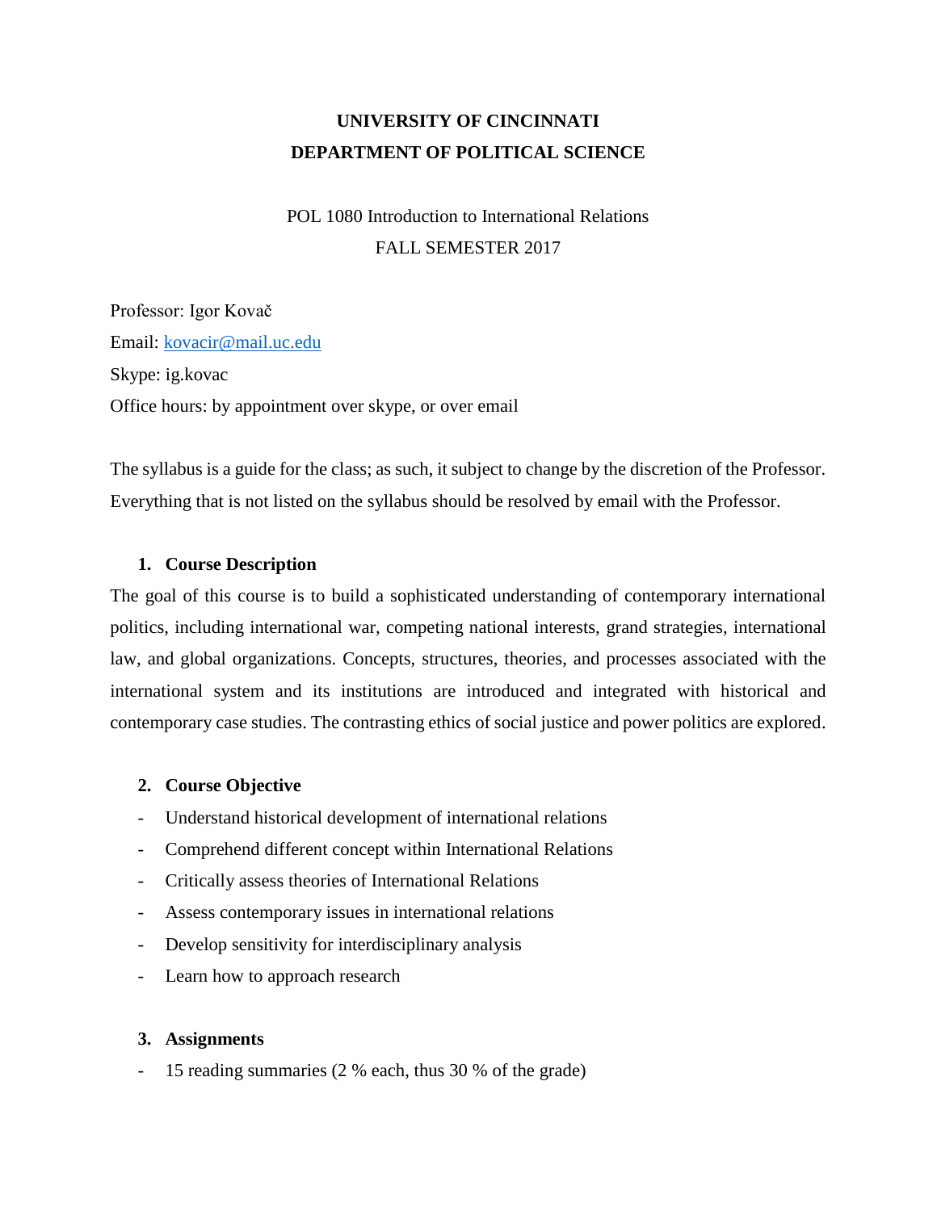**UNIVERSITY OF CINCINNATI**

**DEPARTMENT OF POLITICAL SCIENCE**

POL 1080 Introduction to International Relations

FALL SEMESTER 2017

Professor: Igor Kovač

Email: kovacir@mail.uc.edu

Skype: ig.kovac

Office hours: by appointment over skype, or over email

The syllabus is a guide for the class; as such, it subject to change by the discretion of the Professor. Everything that is not listed on the syllabus should be resolved by email with the Professor.

## 1. Course Description

The goal of this course is to build a sophisticated understanding of contemporary international politics, including international war, competing national interests, grand strategies, international law, and global organizations. Concepts, structures, theories, and processes associated with the international system and its institutions are introduced and integrated with historical and contemporary case studies. The contrasting ethics of social justice and power politics are explored.

## 2. Course Objective

- Understand historical development of international relations
- Comprehend different concept within International Relations
- Critically assess theories of International Relations
- Assess contemporary issues in international relations
- Develop sensitivity for interdisciplinary analysis
- Learn how to approach research

## 3. Assignments

- 15 reading summaries (2 % each, thus 30 % of the grade)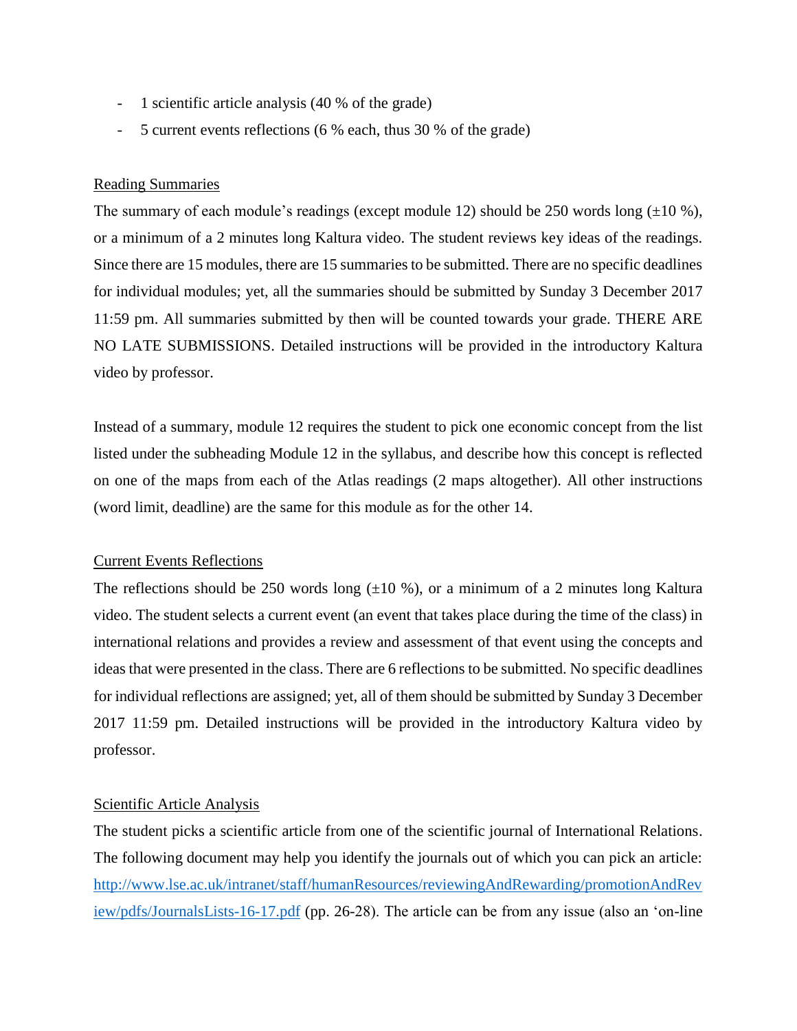- 1 scientific article analysis (40 % of the grade)
- 5 current events reflections (6 % each, thus 30 % of the grade)

Reading Summaries

The summary of each module's readings (except module 12) should be 250 words long (±10 %), or a minimum of a 2 minutes long Kaltura video. The student reviews key ideas of the readings. Since there are 15 modules, there are 15 summaries to be submitted. There are no specific deadlines for individual modules; yet, all the summaries should be submitted by Sunday 3 December 2017 11:59 pm. All summaries submitted by then will be counted towards your grade. THERE ARE NO LATE SUBMISSIONS. Detailed instructions will be provided in the introductory Kaltura video by professor.

Instead of a summary, module 12 requires the student to pick one economic concept from the list listed under the subheading Module 12 in the syllabus, and describe how this concept is reflected on one of the maps from each of the Atlas readings (2 maps altogether). All other instructions (word limit, deadline) are the same for this module as for the other 14.

Current Events Reflections

The reflections should be 250 words long (±10 %), or a minimum of a 2 minutes long Kaltura video. The student selects a current event (an event that takes place during the time of the class) in international relations and provides a review and assessment of that event using the concepts and ideas that were presented in the class. There are 6 reflections to be submitted. No specific deadlines for individual reflections are assigned; yet, all of them should be submitted by Sunday 3 December 2017 11:59 pm. Detailed instructions will be provided in the introductory Kaltura video by professor.

Scientific Article Analysis

The student picks a scientific article from one of the scientific journal of International Relations. The following document may help you identify the journals out of which you can pick an article: [http://www.lse.ac.uk/intranet/staff/humanResources/reviewingAndRewarding/promotionAndReview/pdfs/JournalsLists-16-17.pdf](http://www.lse.ac.uk/intranet/staff/humanResources/reviewingAndRewarding/promotionAndReview/pdfs/JournalsLists-16-17.pdf) (pp. 26-28). The article can be from any issue (also an 'on-line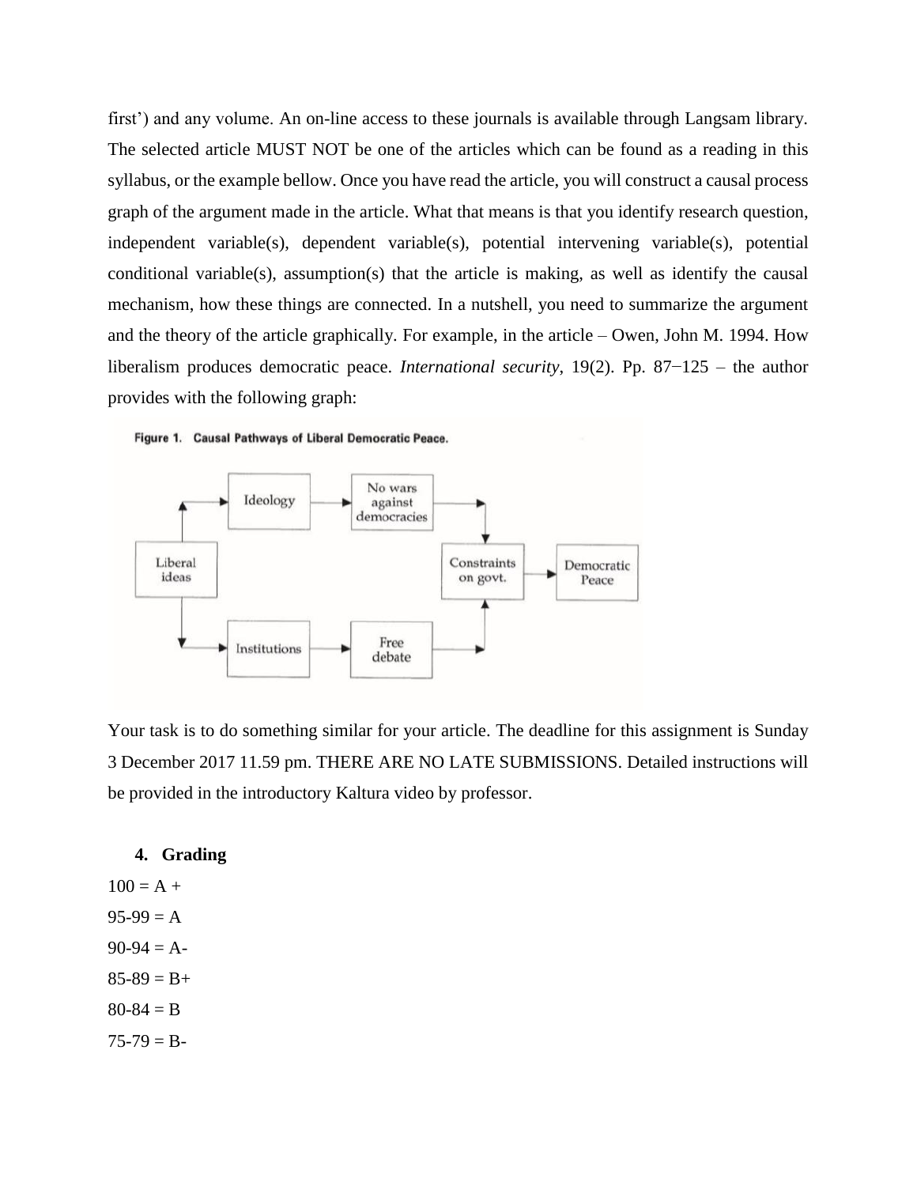first') and any volume. An on-line access to these journals is available through Langsam library. The selected article MUST NOT be one of the articles which can be found as a reading in this syllabus, or the example bellow. Once you have read the article, you will construct a causal process graph of the argument made in the article. What that means is that you identify research question, independent variable(s), dependent variable(s), potential intervening variable(s), potential conditional variable(s), assumption(s) that the article is making, as well as identify the causal mechanism, how these things are connected. In a nutshell, you need to summarize the argument and the theory of the article graphically. For example, in the article – Owen, John M. 1994. How liberalism produces democratic peace. *International security*, 19(2). Pp. 87−125 – the author provides with the following graph:

**Figure 1. Causal Pathways of Liberal Democratic Peace.**

Your task is to do something similar for your article. The deadline for this assignment is Sunday 3 December 2017 11.59 pm. THERE ARE NO LATE SUBMISSIONS. Detailed instructions will be provided in the introductory Kaltura video by professor.

### 4. Grading

100 = A +

95-99 = A

90-94 = A-

85-89 = B+

80-84 = B

75-79 = B-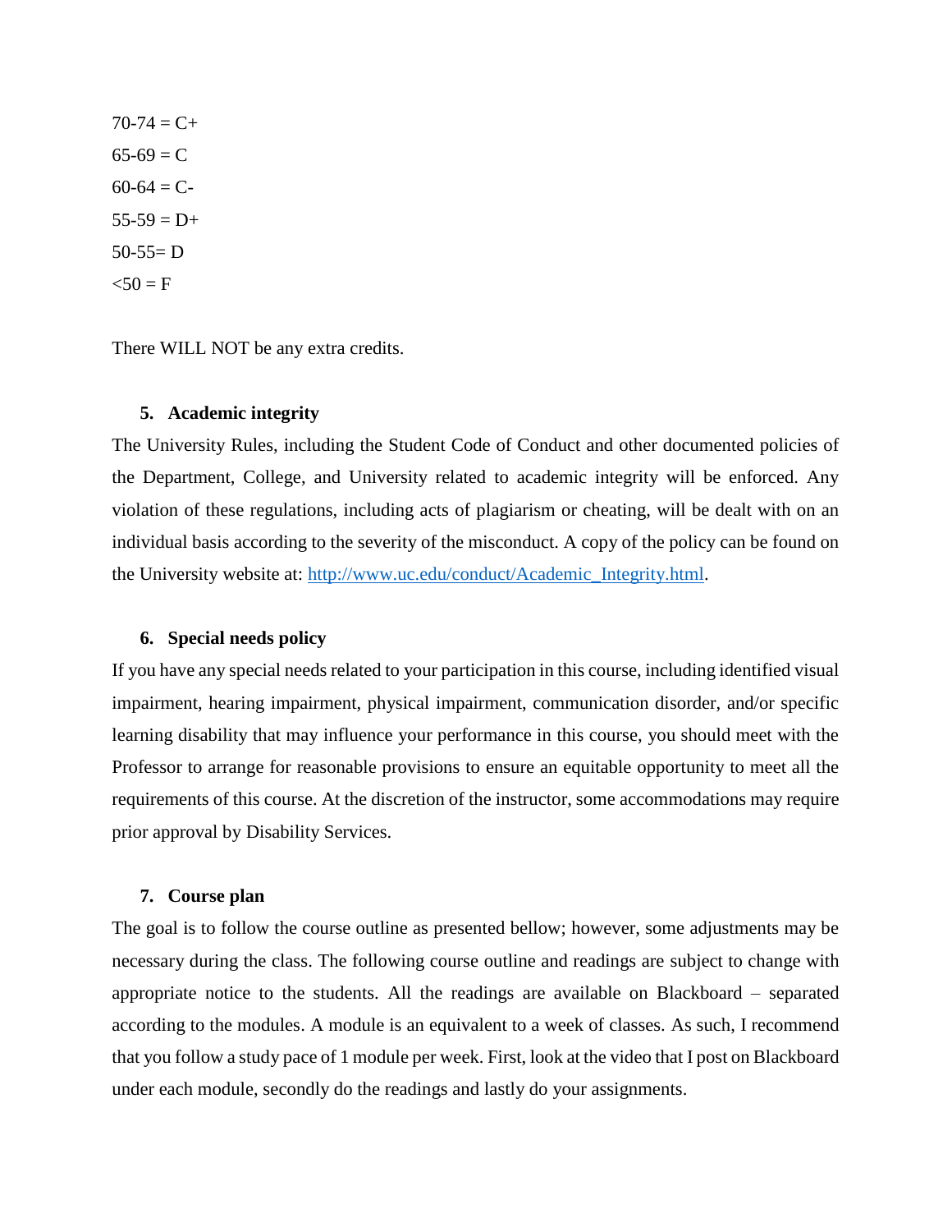70-74 = C+

65-69 = C

60-64 = C-

55-59 = D+

50-55= D

<50 = F

There WILL NOT be any extra credits.

## 5. Academic integrity

The University Rules, including the Student Code of Conduct and other documented policies of the Department, College, and University related to academic integrity will be enforced. Any violation of these regulations, including acts of plagiarism or cheating, will be dealt with on an individual basis according to the severity of the misconduct. A copy of the policy can be found on the University website at: http://www.uc.edu/conduct/Academic_Integrity.html.

## 6. Special needs policy

If you have any special needs related to your participation in this course, including identified visual impairment, hearing impairment, physical impairment, communication disorder, and/or specific learning disability that may influence your performance in this course, you should meet with the Professor to arrange for reasonable provisions to ensure an equitable opportunity to meet all the requirements of this course. At the discretion of the instructor, some accommodations may require prior approval by Disability Services.

## 7. Course plan

The goal is to follow the course outline as presented bellow; however, some adjustments may be necessary during the class. The following course outline and readings are subject to change with appropriate notice to the students. All the readings are available on Blackboard – separated according to the modules. A module is an equivalent to a week of classes. As such, I recommend that you follow a study pace of 1 module per week. First, look at the video that I post on Blackboard under each module, secondly do the readings and lastly do your assignments.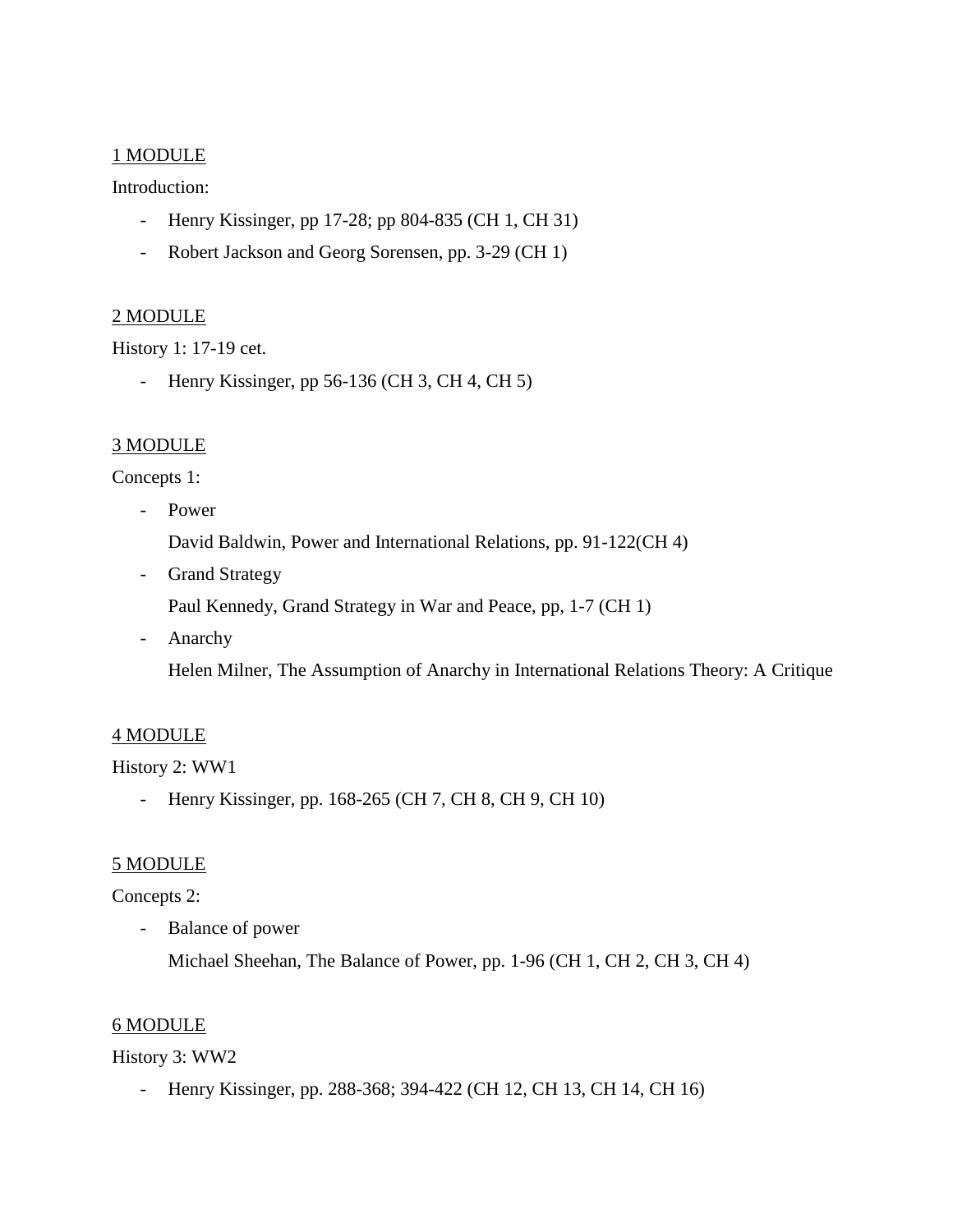<u>1 MODULE</u>

Introduction:

- Henry Kissinger, pp 17-28; pp 804-835 (CH 1, CH 31)
- Robert Jackson and Georg Sorensen, pp. 3-29 (CH 1)

<u>2 MODULE</u>

History 1: 17-19 cet.

- Henry Kissinger, pp 56-136 (CH 3, CH 4, CH 5)

<u>3 MODULE</u>

Concepts 1:

- Power

  David Baldwin, Power and International Relations, pp. 91-122(CH 4)
- Grand Strategy

  Paul Kennedy, Grand Strategy in War and Peace, pp, 1-7 (CH 1)
- Anarchy

  Helen Milner, The Assumption of Anarchy in International Relations Theory: A Critique

<u>4 MODULE</u>

History 2: WW1

- Henry Kissinger, pp. 168-265 (CH 7, CH 8, CH 9, CH 10)

<u>5 MODULE</u>

Concepts 2:

- Balance of power

  Michael Sheehan, The Balance of Power, pp. 1-96 (CH 1, CH 2, CH 3, CH 4)

<u>6 MODULE</u>

History 3: WW2

- Henry Kissinger, pp. 288-368; 394-422 (CH 12, CH 13, CH 14, CH 16)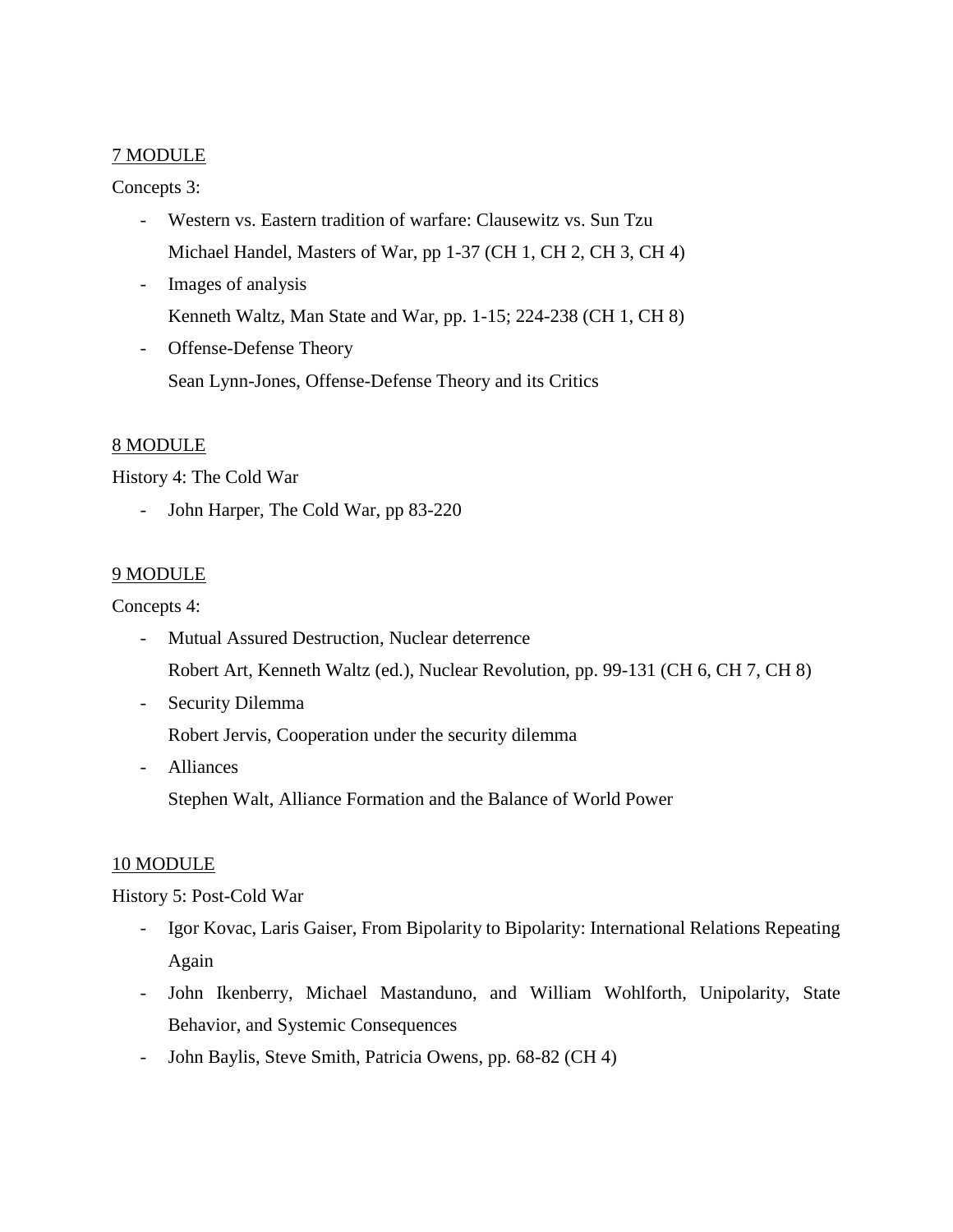<u>7 MODULE</u>

Concepts 3:

- Western vs. Eastern tradition of warfare: Clausewitz vs. Sun Tzu
  Michael Handel, Masters of War, pp 1-37 (CH 1, CH 2, CH 3, CH 4)
- Images of analysis
  Kenneth Waltz, Man State and War, pp. 1-15; 224-238 (CH 1, CH 8)
- Offense-Defense Theory
  Sean Lynn-Jones, Offense-Defense Theory and its Critics

<u>8 MODULE</u>

History 4: The Cold War

- John Harper, The Cold War, pp 83-220

<u>9 MODULE</u>

Concepts 4:

- Mutual Assured Destruction, Nuclear deterrence
  Robert Art, Kenneth Waltz (ed.), Nuclear Revolution, pp. 99-131 (CH 6, CH 7, CH 8)
- Security Dilemma
  Robert Jervis, Cooperation under the security dilemma
- Alliances
  Stephen Walt, Alliance Formation and the Balance of World Power

<u>10 MODULE</u>

History 5: Post-Cold War

- Igor Kovac, Laris Gaiser, From Bipolarity to Bipolarity: International Relations Repeating Again
- John Ikenberry, Michael Mastanduno, and William Wohlforth, Unipolarity, State Behavior, and Systemic Consequences
- John Baylis, Steve Smith, Patricia Owens, pp. 68-82 (CH 4)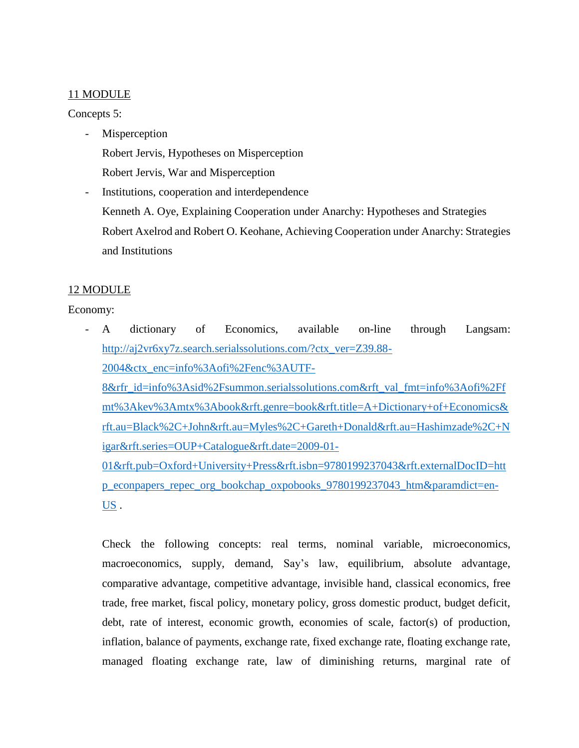<u>11 MODULE</u>

Concepts 5:

- Misperception

  Robert Jervis, Hypotheses on Misperception

  Robert Jervis, War and Misperception

- Institutions, cooperation and interdependence

  Kenneth A. Oye, Explaining Cooperation under Anarchy: Hypotheses and Strategies

  Robert Axelrod and Robert O. Keohane, Achieving Cooperation under Anarchy: Strategies and Institutions

<u>12 MODULE</u>

Economy:

- A dictionary of Economics, available on-line through Langsam: [http://aj2vr6xy7z.search.serialssolutions.com/?ctx_ver=Z39.88-2004&ctx_enc=info%3Aofi%2Fenc%3AUTF-8&rfr_id=info%3Asid%2Fsummon.serialssolutions.com&rft_val_fmt=info%3Aofi%2Ffmt%3Akev%3Amtx%3Abook&rft.genre=book&rft.title=A+Dictionary+of+Economics&rft.au=Black%2C+John&rft.au=Myles%2C+Gareth+Donald&rft.au=Hashimzade%2C+Nigar&rft.series=OUP+Catalogue&rft.date=2009-01-01&rft.pub=Oxford+University+Press&rft.isbn=9780199237043&rft.externalDocID=http_econpapers_repec_org_bookchap_oxpobooks_9780199237043_htm&paramdict=en-US](http://aj2vr6xy7z.search.serialssolutions.com/?ctx_ver=Z39.88-2004&ctx_enc=info%3Aofi%2Fenc%3AUTF-8&rfr_id=info%3Asid%2Fsummon.serialssolutions.com&rft_val_fmt=info%3Aofi%2Ffmt%3Akev%3Amtx%3Abook&rft.genre=book&rft.title=A+Dictionary+of+Economics&rft.au=Black%2C+John&rft.au=Myles%2C+Gareth+Donald&rft.au=Hashimzade%2C+Nigar&rft.series=OUP+Catalogue&rft.date=2009-01-01&rft.pub=Oxford+University+Press&rft.isbn=9780199237043&rft.externalDocID=http_econpapers_repec_org_bookchap_oxpobooks_9780199237043_htm&paramdict=en-US) .

  Check the following concepts: real terms, nominal variable, microeconomics, macroeconomics, supply, demand, Say's law, equilibrium, absolute advantage, comparative advantage, competitive advantage, invisible hand, classical economics, free trade, free market, fiscal policy, monetary policy, gross domestic product, budget deficit, debt, rate of interest, economic growth, economies of scale, factor(s) of production, inflation, balance of payments, exchange rate, fixed exchange rate, floating exchange rate, managed floating exchange rate, law of diminishing returns, marginal rate of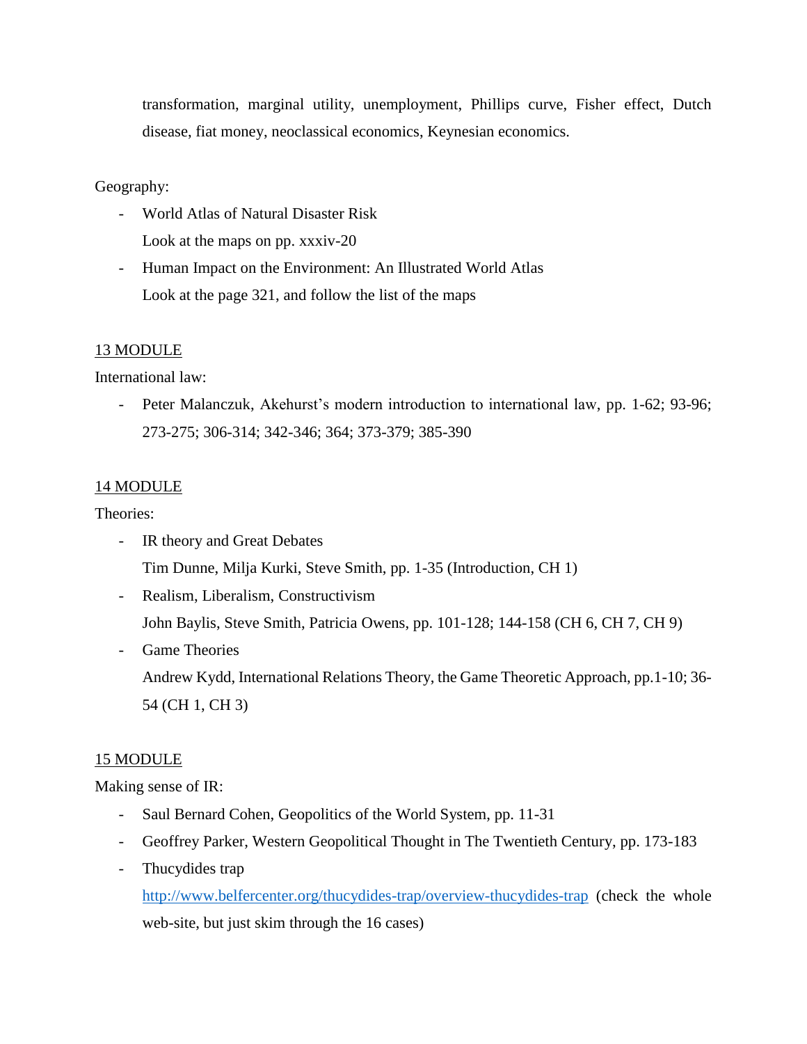transformation, marginal utility, unemployment, Phillips curve, Fisher effect, Dutch disease, fiat money, neoclassical economics, Keynesian economics.

Geography:

- World Atlas of Natural Disaster Risk
  Look at the maps on pp. xxxiv-20
- Human Impact on the Environment: An Illustrated World Atlas
  Look at the page 321, and follow the list of the maps

<u>13 MODULE</u>

International law:

- Peter Malanczuk, Akehurst's modern introduction to international law, pp. 1-62; 93-96; 273-275; 306-314; 342-346; 364; 373-379; 385-390

<u>14 MODULE</u>

Theories:

- IR theory and Great Debates
  Tim Dunne, Milja Kurki, Steve Smith, pp. 1-35 (Introduction, CH 1)
- Realism, Liberalism, Constructivism
  John Baylis, Steve Smith, Patricia Owens, pp. 101-128; 144-158 (CH 6, CH 7, CH 9)
- Game Theories
  Andrew Kydd, International Relations Theory, the Game Theoretic Approach, pp.1-10; 36-54 (CH 1, CH 3)

<u>15 MODULE</u>

Making sense of IR:

- Saul Bernard Cohen, Geopolitics of the World System, pp. 11-31
- Geoffrey Parker, Western Geopolitical Thought in The Twentieth Century, pp. 173-183
- Thucydides trap
  [http://www.belfercenter.org/thucydides-trap/overview-thucydides-trap](http://www.belfercenter.org/thucydides-trap/overview-thucydides-trap) (check the whole web-site, but just skim through the 16 cases)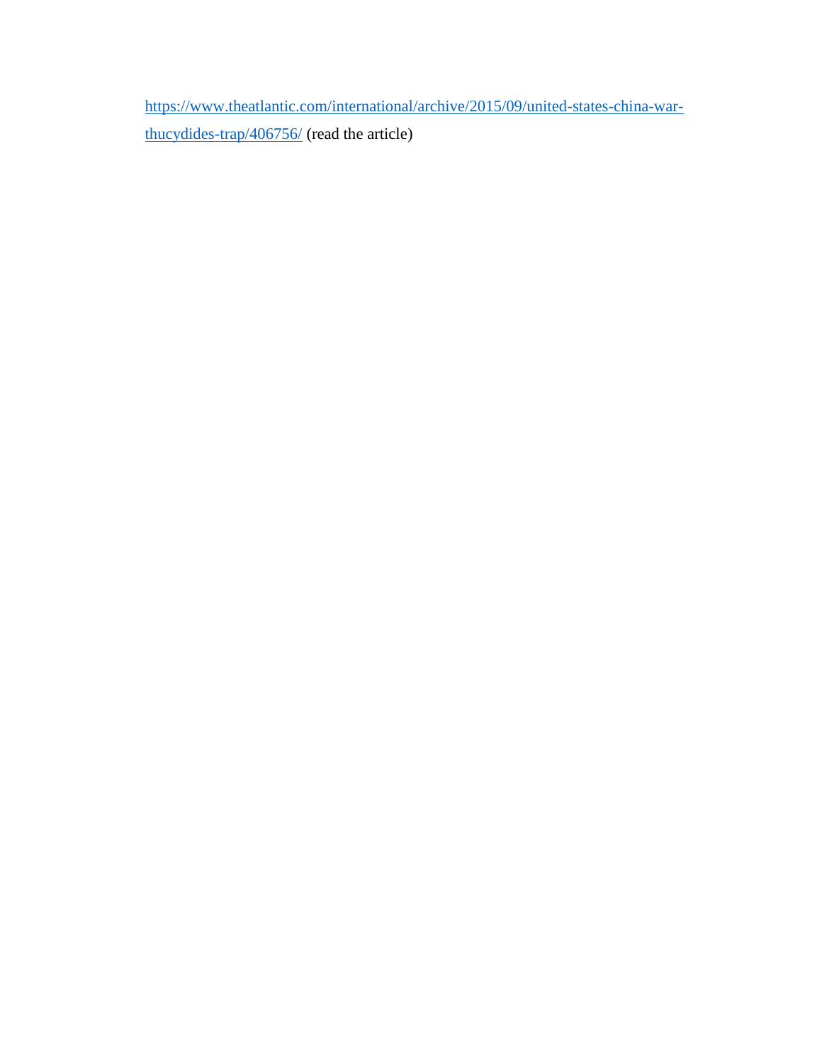[https://www.theatlantic.com/international/archive/2015/09/united-states-china-war-thucydides-trap/406756/](https://www.theatlantic.com/international/archive/2015/09/united-states-china-war-thucydides-trap/406756/) (read the article)